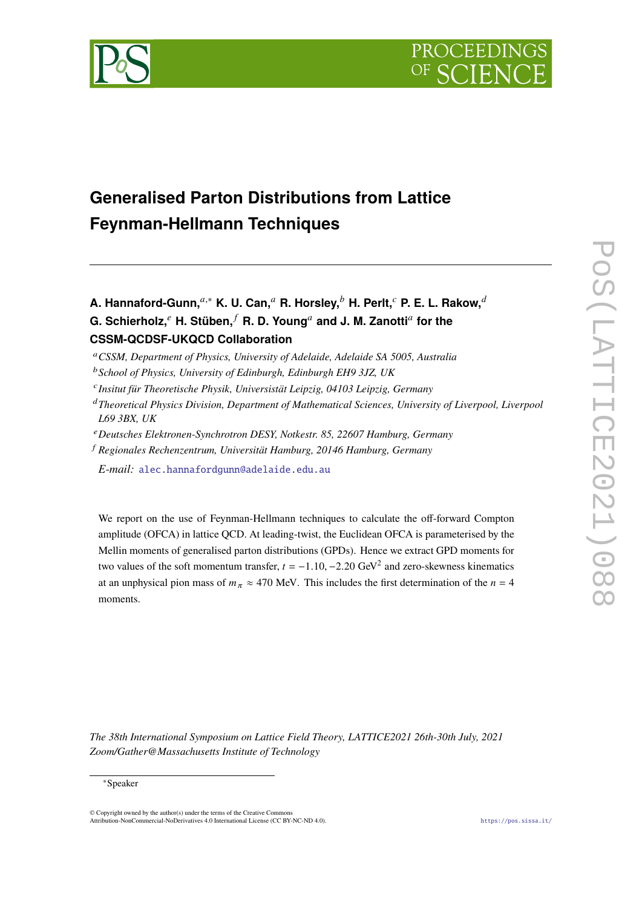# Generalised Parton Distributions from Lattice Feynman-Hellmann Techniques

**A. Hannaford-Gunn,**[a,*] **K. U. Can,**[a] **R. Horsley,**[b] **H. Perlt,**[c] **P. E. L. Rakow,**[d] **G. Schierholz,**[e] **H. Stüben,**[f] **R. D. Young**[a] **and J. M. Zanotti**[a] **for the CSSM-QCDSF-UKQCD Collaboration**

[a] *CSSM, Department of Physics, University of Adelaide, Adelaide SA 5005, Australia*
[b] *School of Physics, University of Edinburgh, Edinburgh EH9 3JZ, UK*
[c] *Insitut für Theoretische Physik, Universität Leipzig, 04103 Leipzig, Germany*
[d] *Theoretical Physics Division, Department of Mathematical Sciences, University of Liverpool, Liverpool L69 3BX, UK*
[e] *Deutsches Elektronen-Synchrotron DESY, Notkestr. 85, 22607 Hamburg, Germany*
[f] *Regionales Rechenzentrum, Universität Hamburg, 20146 Hamburg, Germany*

*E-mail:* alec.hannafordgunn@adelaide.edu.au

We report on the use of Feynman-Hellmann techniques to calculate the off-forward Compton amplitude (OFCA) in lattice QCD. At leading-twist, the Euclidean OFCA is parameterised by the Mellin moments of generalised parton distributions (GPDs). Hence we extract GPD moments for two values of the soft momentum transfer, $t = -1.10, -2.20$ GeV$^2$ and zero-skewness kinematics at an unphysical pion mass of $m_\pi \approx 470$ MeV. This includes the first determination of the $n = 4$ moments.

*The 38th International Symposium on Lattice Field Theory, LATTICE2021 26th-30th July, 2021 Zoom/Gather@Massachusetts Institute of Technology*

[*] Speaker

© Copyright owned by the author(s) under the terms of the Creative Commons Attribution-NonCommercial-NoDerivatives 4.0 International License (CC BY-NC-ND 4.0).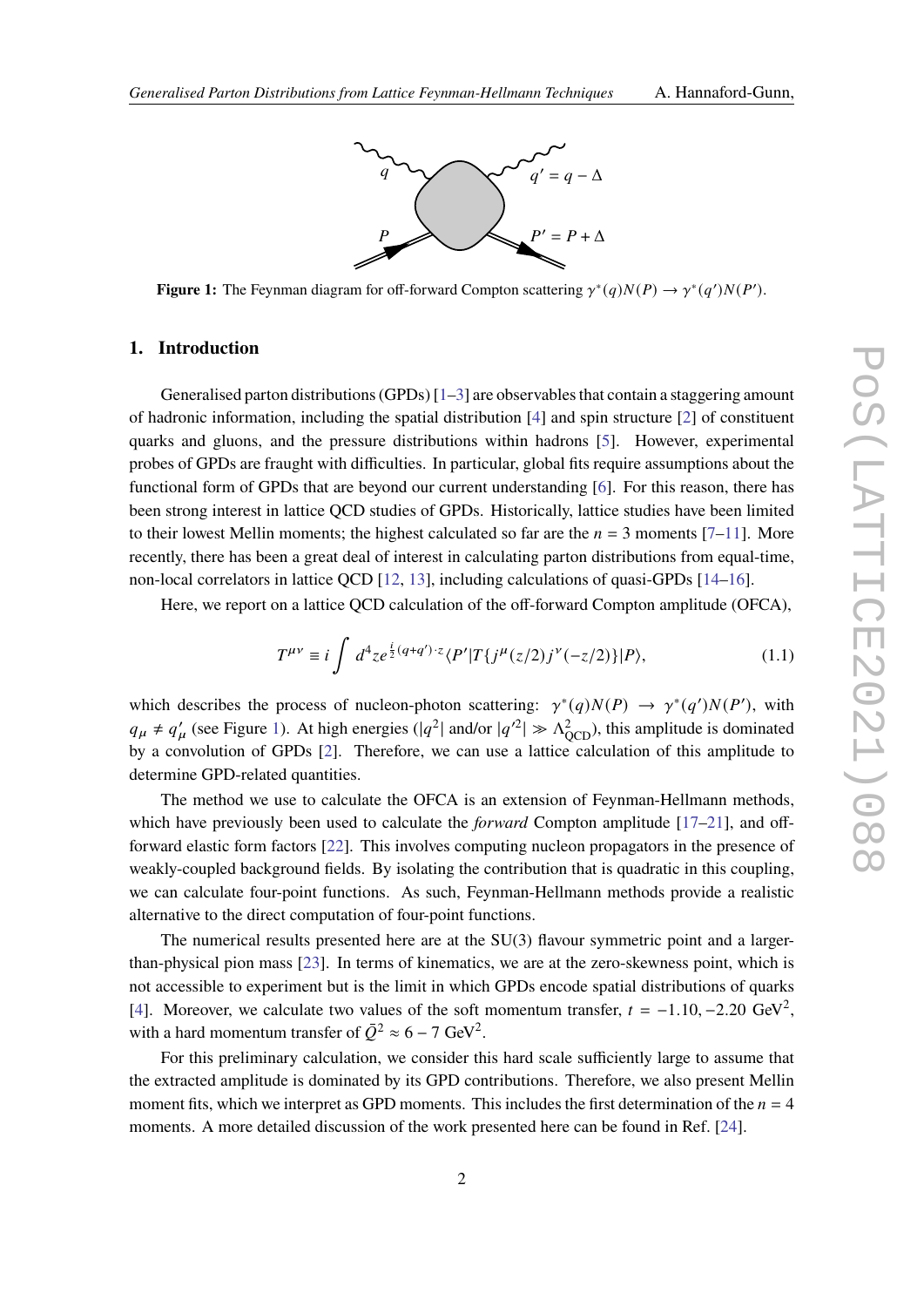**Figure 1:** The Feynman diagram for off-forward Compton scattering $\gamma^*(q)N(P) \to \gamma^*(q')N(P')$.

## 1. Introduction

Generalised parton distributions (GPDs) [1–3] are observables that contain a staggering amount of hadronic information, including the spatial distribution [4] and spin structure [2] of constituent quarks and gluons, and the pressure distributions within hadrons [5]. However, experimental probes of GPDs are fraught with difficulties. In particular, global fits require assumptions about the functional form of GPDs that are beyond our current understanding [6]. For this reason, there has been strong interest in lattice QCD studies of GPDs. Historically, lattice studies have been limited to their lowest Mellin moments; the highest calculated so far are the $n = 3$ moments [7–11]. More recently, there has been a great deal of interest in calculating parton distributions from equal-time, non-local correlators in lattice QCD [12, 13], including calculations of quasi-GPDs [14–16].

Here, we report on a lattice QCD calculation of the off-forward Compton amplitude (OFCA),

$$T^{\mu\nu} \equiv i \int d^4z e^{\frac{i}{2}(q+q')\cdot z} \langle P' | T\{j^\mu(z/2) j^\nu(-z/2)\} | P \rangle, \tag{1.1}$$

which describes the process of nucleon-photon scattering: $\gamma^*(q)N(P) \to \gamma^*(q')N(P')$, with $q_\mu \neq q'_\mu$ (see Figure 1). At high energies ($|q^2|$ and/or $|q'^2| \gg \Lambda^2_{\text{QCD}}$), this amplitude is dominated by a convolution of GPDs [2]. Therefore, we can use a lattice calculation of this amplitude to determine GPD-related quantities.

The method we use to calculate the OFCA is an extension of Feynman-Hellmann methods, which have previously been used to calculate the *forward* Compton amplitude [17–21], and off-forward elastic form factors [22]. This involves computing nucleon propagators in the presence of weakly-coupled background fields. By isolating the contribution that is quadratic in this coupling, we can calculate four-point functions. As such, Feynman-Hellmann methods provide a realistic alternative to the direct computation of four-point functions.

The numerical results presented here are at the SU(3) flavour symmetric point and a larger-than-physical pion mass [23]. In terms of kinematics, we are at the zero-skewness point, which is not accessible to experiment but is the limit in which GPDs encode spatial distributions of quarks [4]. Moreover, we calculate two values of the soft momentum transfer, $t = -1.10, -2.20$ GeV$^2$, with a hard momentum transfer of $\bar{Q}^2 \approx 6 - 7$ GeV$^2$.

For this preliminary calculation, we consider this hard scale sufficiently large to assume that the extracted amplitude is dominated by its GPD contributions. Therefore, we also present Mellin moment fits, which we interpret as GPD moments. This includes the first determination of the $n = 4$ moments. A more detailed discussion of the work presented here can be found in Ref. [24].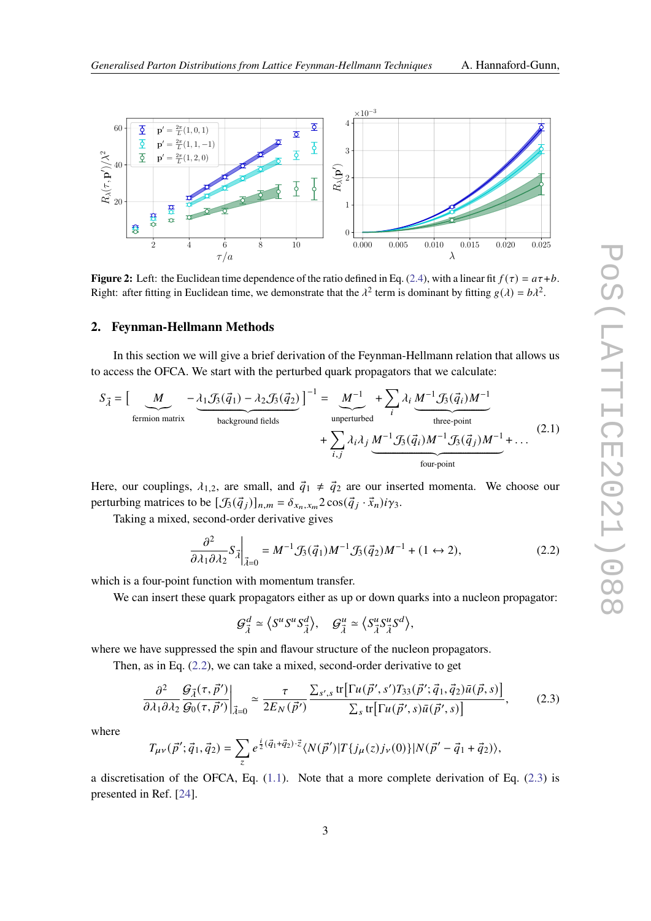**Figure 2:** Left: the Euclidean time dependence of the ratio defined in Eq. (2.4), with a linear fit $f(\tau) = a\tau + b$. Right: after fitting in Euclidean time, we demonstrate that the $\lambda^2$ term is dominant by fitting $g(\lambda) = b\lambda^2$.

## 2. Feynman-Hellmann Methods

In this section we will give a brief derivation of the Feynman-Hellmann relation that allows us to access the OFCA. We start with the perturbed quark propagators that we calculate:

$$S_{\vec{\lambda}} = \Big[ \underbrace{M}_{\text{fermion matrix}} \underbrace{-\lambda_1 \mathcal{J}_3(\vec{q}_1) - \lambda_2 \mathcal{J}_3(\vec{q}_2)}_{\text{background fields}} \Big]^{-1} = \underbrace{M^{-1}}_{\text{unperturbed}} + \sum_i \lambda_i \underbrace{M^{-1}\mathcal{J}_3(\vec{q}_i)M^{-1}}_{\text{three-point}} + \sum_{i,j} \lambda_i \lambda_j \underbrace{M^{-1}\mathcal{J}_3(\vec{q}_i)M^{-1}\mathcal{J}_3(\vec{q}_j)M^{-1}}_{\text{four-point}} + \ldots \tag{2.1}$$

Here, our couplings, $\lambda_{1,2}$, are small, and $\vec{q}_1 \neq \vec{q}_2$ are our inserted momenta. We choose our perturbing matrices to be $[\mathcal{J}_3(\vec{q}_j)]_{n,m} = \delta_{x_n,x_m} 2\cos(\vec{q}_j \cdot \vec{x}_n) i\gamma_3$.

Taking a mixed, second-order derivative gives

$$\frac{\partial^2}{\partial\lambda_1\partial\lambda_2} S_{\vec{\lambda}} \Big|_{\vec{\lambda}=0} = M^{-1}\mathcal{J}_3(\vec{q}_1)M^{-1}\mathcal{J}_3(\vec{q}_2)M^{-1} + (1 \leftrightarrow 2), \tag{2.2}$$

which is a four-point function with momentum transfer.

We can insert these quark propagators either as up or down quarks into a nucleon propagator:

$$\mathcal{G}^d_{\vec{\lambda}} \simeq \langle S^u S^u S^d_{\vec{\lambda}} \rangle, \quad \mathcal{G}^u_{\vec{\lambda}} \simeq \langle S^u_{\vec{\lambda}} S^u_{\vec{\lambda}} S^d \rangle,$$

where we have suppressed the spin and flavour structure of the nucleon propagators.

Then, as in Eq. (2.2), we can take a mixed, second-order derivative to get

$$\frac{\partial^2}{\partial\lambda_1\partial\lambda_2} \frac{\mathcal{G}_{\vec{\lambda}}(\tau, \vec{p}')}{\mathcal{G}_0(\tau, \vec{p}')} \Big|_{\vec{\lambda}=0} \simeq \frac{\tau}{2E_N(\vec{p}')} \frac{\sum_{s',s} \mathrm{tr}\big[\Gamma u(\vec{p}', s') T_{33}(\vec{p}'; \vec{q}_1, \vec{q}_2) \bar{u}(\vec{p}, s)\big]}{\sum_s \mathrm{tr}\big[\Gamma u(\vec{p}', s) \bar{u}(\vec{p}', s)\big]}, \tag{2.3}$$

where

$$T_{\mu\nu}(\vec{p}'; \vec{q}_1, \vec{q}_2) = \sum_z e^{\frac{i}{2}(\vec{q}_1 + \vec{q}_2)\cdot\vec{z}} \langle N(\vec{p}') | T\{j_\mu(z) j_\nu(0)\} | N(\vec{p}' - \vec{q}_1 + \vec{q}_2) \rangle,$$

a discretisation of the OFCA, Eq. (1.1). Note that a more complete derivation of Eq. (2.3) is presented in Ref. [24].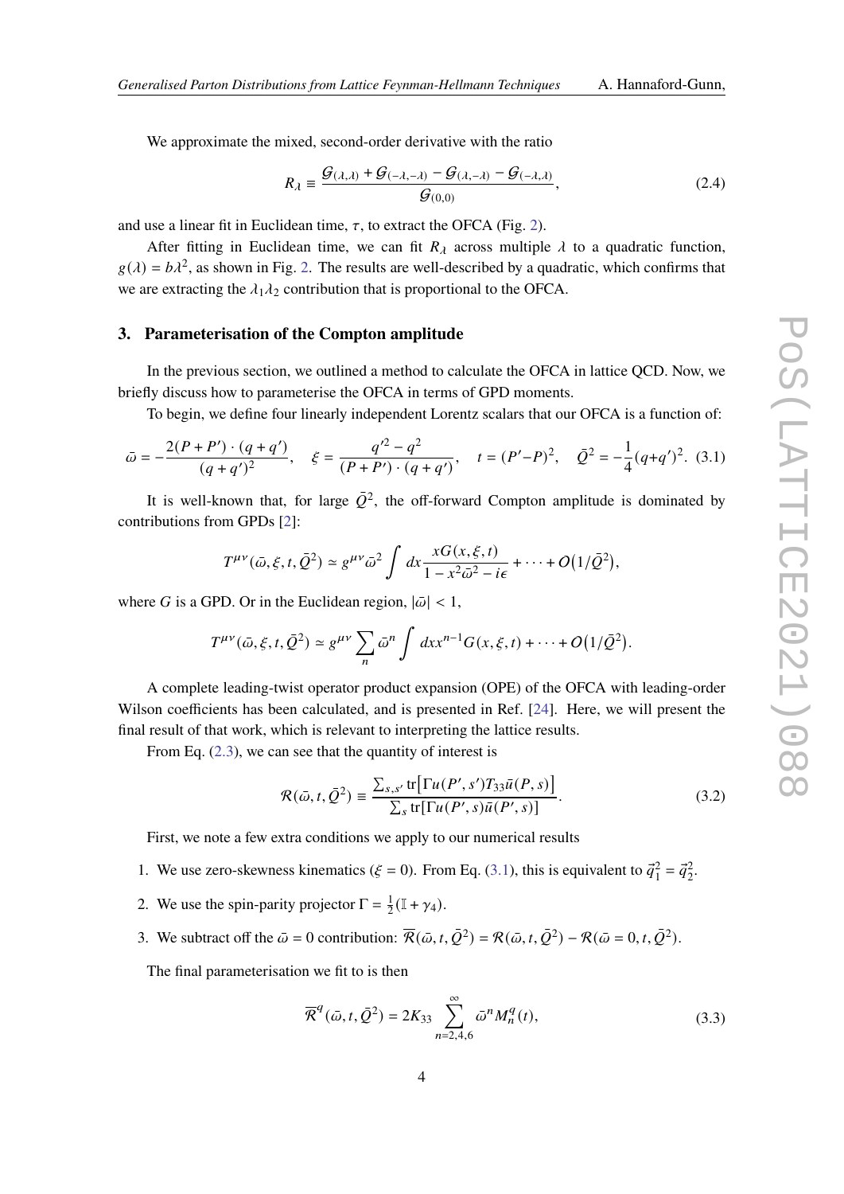We approximate the mixed, second-order derivative with the ratio

$$R_\lambda \equiv \frac{\mathcal{G}_{(\lambda,\lambda)} + \mathcal{G}_{(-\lambda,-\lambda)} - \mathcal{G}_{(\lambda,-\lambda)} - \mathcal{G}_{(-\lambda,\lambda)}}{\mathcal{G}_{(0,0)}}, \tag{2.4}$$

and use a linear fit in Euclidean time, $\tau$, to extract the OFCA (Fig. 2).

After fitting in Euclidean time, we can fit $R_\lambda$ across multiple $\lambda$ to a quadratic function, $g(\lambda) = b\lambda^2$, as shown in Fig. 2. The results are well-described by a quadratic, which confirms that we are extracting the $\lambda_1\lambda_2$ contribution that is proportional to the OFCA.

## 3. Parameterisation of the Compton amplitude

In the previous section, we outlined a method to calculate the OFCA in lattice QCD. Now, we briefly discuss how to parameterise the OFCA in terms of GPD moments.

To begin, we define four linearly independent Lorentz scalars that our OFCA is a function of:

$$\bar{\omega} = -\frac{2(P+P')\cdot(q+q')}{(q+q')^2}, \quad \xi = \frac{q'^2 - q^2}{(P+P')\cdot(q+q')}, \quad t = (P'-P)^2, \quad \bar{Q}^2 = -\frac{1}{4}(q+q')^2. \tag{3.1}$$

It is well-known that, for large $\bar{Q}^2$, the off-forward Compton amplitude is dominated by contributions from GPDs [2]:

$$T^{\mu\nu}(\bar{\omega},\xi,t,\bar{Q}^2) \simeq g^{\mu\nu}\bar{\omega}^2 \int dx \frac{xG(x,\xi,t)}{1 - x^2\bar{\omega}^2 - i\epsilon} + \cdots + O\big(1/\bar{Q}^2\big),$$

where $G$ is a GPD. Or in the Euclidean region, $|\bar{\omega}| < 1$,

$$T^{\mu\nu}(\bar{\omega},\xi,t,\bar{Q}^2) \simeq g^{\mu\nu} \sum_n \bar{\omega}^n \int dx x^{n-1} G(x,\xi,t) + \cdots + O\big(1/\bar{Q}^2\big).$$

A complete leading-twist operator product expansion (OPE) of the OFCA with leading-order Wilson coefficients has been calculated, and is presented in Ref. [24]. Here, we will present the final result of that work, which is relevant to interpreting the lattice results.

From Eq. (2.3), we can see that the quantity of interest is

$$\mathcal{R}(\bar{\omega},t,\bar{Q}^2) \equiv \frac{\sum_{s,s'} \mathrm{tr}\big[\Gamma u(P',s')T_{33}\bar{u}(P,s)\big]}{\sum_s \mathrm{tr}[\Gamma u(P',s)\bar{u}(P',s)]}. \tag{3.2}$$

First, we note a few extra conditions we apply to our numerical results

1. We use zero-skewness kinematics ($\xi = 0$). From Eq. (3.1), this is equivalent to $\vec{q}_1^{\,2} = \vec{q}_2^{\,2}$.
2. We use the spin-parity projector $\Gamma = \frac{1}{2}(\mathbb{I} + \gamma_4)$.
3. We subtract off the $\bar{\omega} = 0$ contribution: $\overline{\mathcal{R}}(\bar{\omega},t,\bar{Q}^2) = \mathcal{R}(\bar{\omega},t,\bar{Q}^2) - \mathcal{R}(\bar{\omega}=0,t,\bar{Q}^2)$.

The final parameterisation we fit to is then

$$\overline{\mathcal{R}}^q(\bar{\omega},t,\bar{Q}^2) = 2K_{33} \sum_{n=2,4,6}^{\infty} \bar{\omega}^n M_n^q(t), \tag{3.3}$$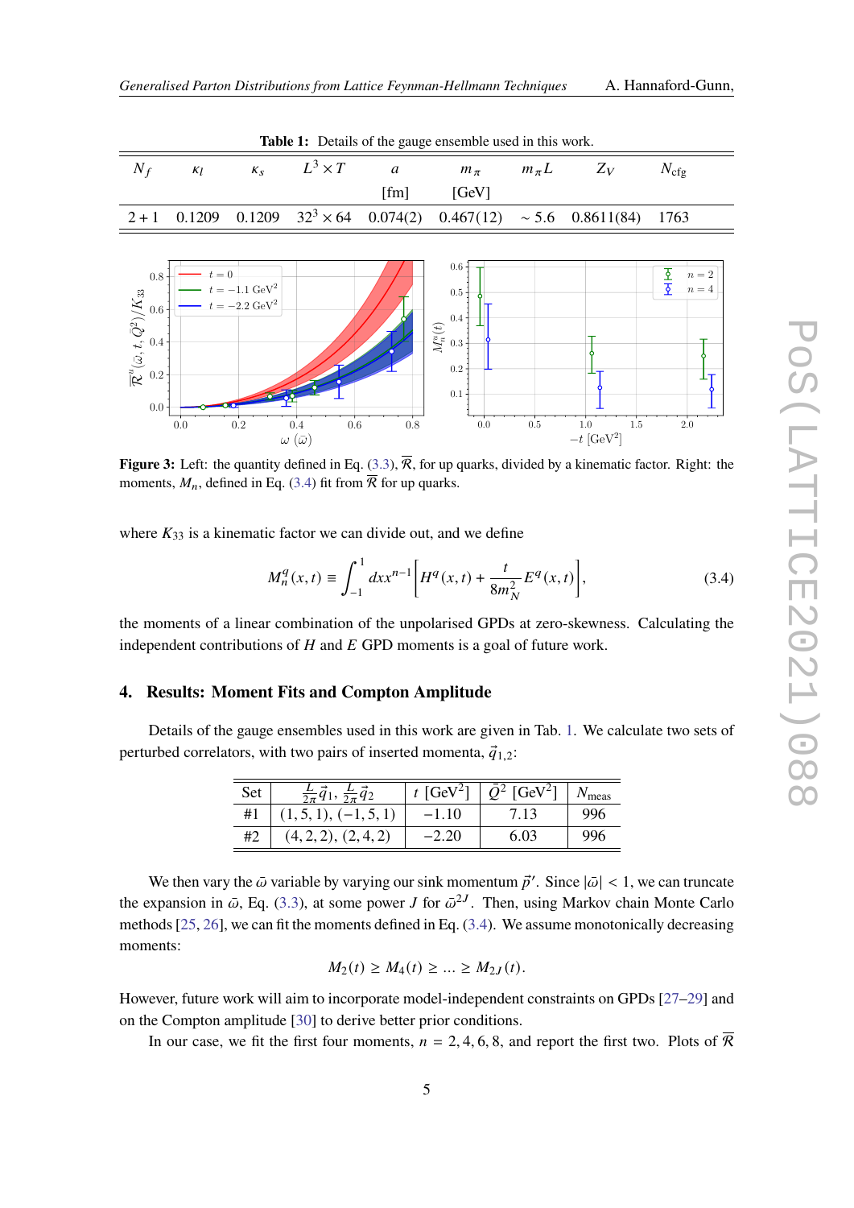**Table 1:** Details of the gauge ensemble used in this work.

| $N_f$ | $\kappa_l$ | $\kappa_s$ | $L^3 \times T$ | $a$ [fm] | $m_\pi$ [GeV] | $m_\pi L$ | $Z_V$ | $N_{\text{cfg}}$ |
|---|---|---|---|---|---|---|---|---|
| $2+1$ | 0.1209 | 0.1209 | $32^3 \times 64$ | 0.074(2) | 0.467(12) | $\sim 5.6$ | 0.8611(84) | 1763 |

**Figure 3:** Left: the quantity defined in Eq. (3.3), $\overline{\mathcal{R}}$, for up quarks, divided by a kinematic factor. Right: the moments, $M_n$, defined in Eq. (3.4) fit from $\overline{\mathcal{R}}$ for up quarks.

where $K_{33}$ is a kinematic factor we can divide out, and we define

$$M_n^q(x,t) \equiv \int_{-1}^{1} dx x^{n-1} \left[ H^q(x,t) + \frac{t}{8m_N^2} E^q(x,t) \right], \tag{3.4}$$

the moments of a linear combination of the unpolarised GPDs at zero-skewness. Calculating the independent contributions of $H$ and $E$ GPD moments is a goal of future work.

## 4. Results: Moment Fits and Compton Amplitude

Details of the gauge ensembles used in this work are given in Tab. 1. We calculate two sets of perturbed correlators, with two pairs of inserted momenta, $\vec{q}_{1,2}$:

| Set | $\frac{L}{2\pi}\vec{q}_1$, $\frac{L}{2\pi}\vec{q}_2$ | $t$ [GeV$^2$] | $\bar{Q}^2$ [GeV$^2$] | $N_{\text{meas}}$ |
|---|---|---|---|---|
| #1 | (1, 5, 1), (−1, 5, 1) | −1.10 | 7.13 | 996 |
| #2 | (4, 2, 2), (2, 4, 2) | −2.20 | 6.03 | 996 |

We then vary the $\bar{\omega}$ variable by varying our sink momentum $\vec{p}'$. Since $|\bar{\omega}| < 1$, we can truncate the expansion in $\bar{\omega}$, Eq. (3.3), at some power $J$ for $\bar{\omega}^{2J}$. Then, using Markov chain Monte Carlo methods [25, 26], we can fit the moments defined in Eq. (3.4). We assume monotonically decreasing moments:

$$M_2(t) \geq M_4(t) \geq \ldots \geq M_{2J}(t).$$

However, future work will aim to incorporate model-independent constraints on GPDs [27–29] and on the Compton amplitude [30] to derive better prior conditions.

In our case, we fit the first four moments, $n = 2, 4, 6, 8$, and report the first two. Plots of $\overline{\mathcal{R}}$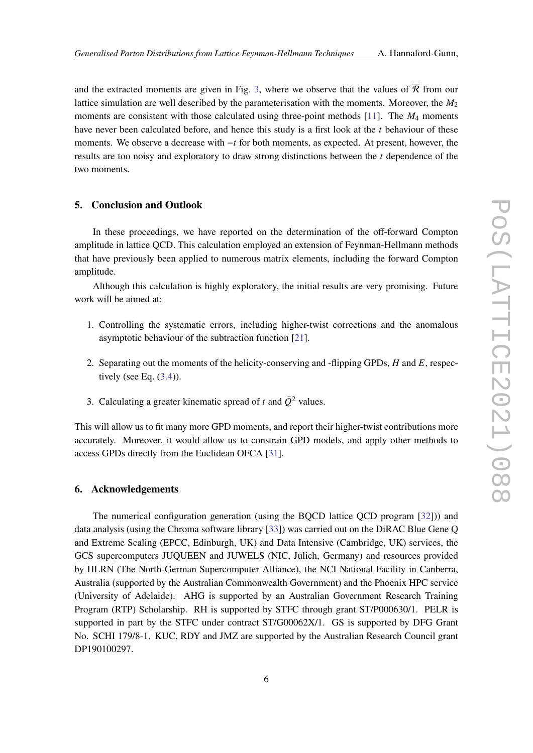and the extracted moments are given in Fig. 3, where we observe that the values of $\overline{\mathcal{R}}$ from our lattice simulation are well described by the parameterisation with the moments. Moreover, the $M_2$ moments are consistent with those calculated using three-point methods [11]. The $M_4$ moments have never been calculated before, and hence this study is a first look at the $t$ behaviour of these moments. We observe a decrease with $-t$ for both moments, as expected. At present, however, the results are too noisy and exploratory to draw strong distinctions between the $t$ dependence of the two moments.

## 5. Conclusion and Outlook

In these proceedings, we have reported on the determination of the off-forward Compton amplitude in lattice QCD. This calculation employed an extension of Feynman-Hellmann methods that have previously been applied to numerous matrix elements, including the forward Compton amplitude.

Although this calculation is highly exploratory, the initial results are very promising. Future work will be aimed at:

1. Controlling the systematic errors, including higher-twist corrections and the anomalous asymptotic behaviour of the subtraction function [21].
2. Separating out the moments of the helicity-conserving and -flipping GPDs, $H$ and $E$, respectively (see Eq. (3.4)).
3. Calculating a greater kinematic spread of $t$ and $\bar{Q}^2$ values.

This will allow us to fit many more GPD moments, and report their higher-twist contributions more accurately. Moreover, it would allow us to constrain GPD models, and apply other methods to access GPDs directly from the Euclidean OFCA [31].

## 6. Acknowledgements

The numerical configuration generation (using the BQCD lattice QCD program [32])) and data analysis (using the Chroma software library [33]) was carried out on the DiRAC Blue Gene Q and Extreme Scaling (EPCC, Edinburgh, UK) and Data Intensive (Cambridge, UK) services, the GCS supercomputers JUQUEEN and JUWELS (NIC, Jülich, Germany) and resources provided by HLRN (The North-German Supercomputer Alliance), the NCI National Facility in Canberra, Australia (supported by the Australian Commonwealth Government) and the Phoenix HPC service (University of Adelaide). AHG is supported by an Australian Government Research Training Program (RTP) Scholarship. RH is supported by STFC through grant ST/P000630/1. PELR is supported in part by the STFC under contract ST/G00062X/1. GS is supported by DFG Grant No. SCHI 179/8-1. KUC, RDY and JMZ are supported by the Australian Research Council grant DP190100297.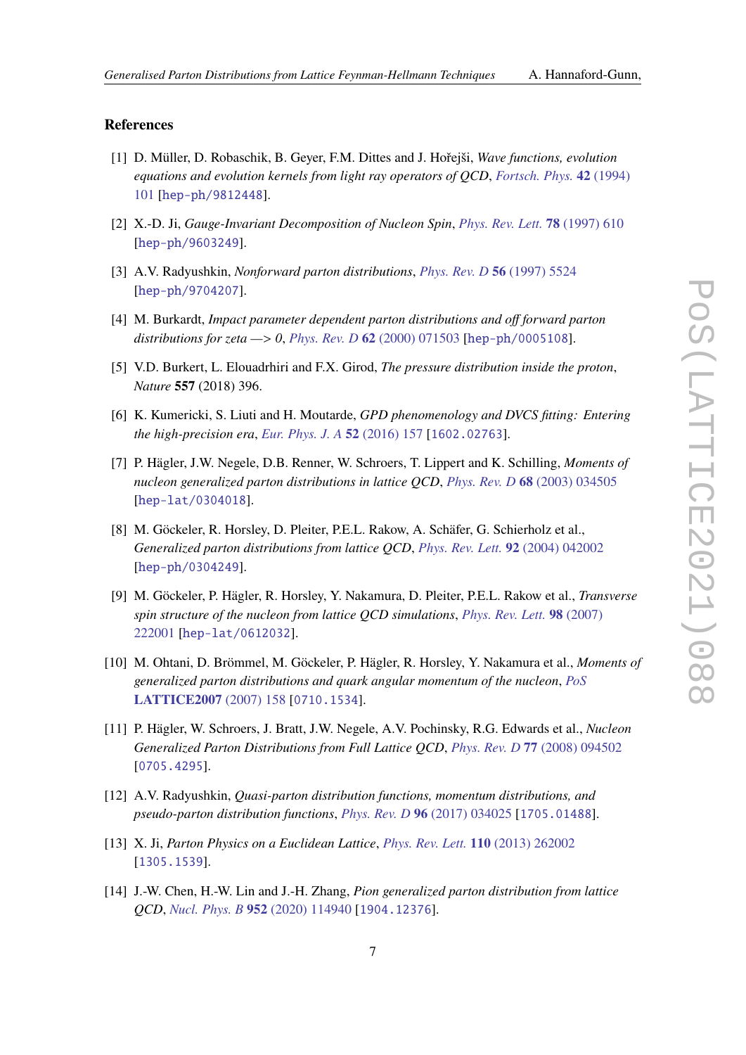## References

[1] D. Müller, D. Robaschik, B. Geyer, F.M. Dittes and J. Hořejši, *Wave functions, evolution equations and evolution kernels from light ray operators of QCD*, Fortsch. Phys. **42** (1994) 101 [hep-ph/9812448].

[2] X.-D. Ji, *Gauge-Invariant Decomposition of Nucleon Spin*, Phys. Rev. Lett. **78** (1997) 610 [hep-ph/9603249].

[3] A.V. Radyushkin, *Nonforward parton distributions*, Phys. Rev. D **56** (1997) 5524 [hep-ph/9704207].

[4] M. Burkardt, *Impact parameter dependent parton distributions and off forward parton distributions for zeta —> 0*, Phys. Rev. D **62** (2000) 071503 [hep-ph/0005108].

[5] V.D. Burkert, L. Elouadrhiri and F.X. Girod, *The pressure distribution inside the proton*, *Nature* **557** (2018) 396.

[6] K. Kumericki, S. Liuti and H. Moutarde, *GPD phenomenology and DVCS fitting: Entering the high-precision era*, Eur. Phys. J. A **52** (2016) 157 [1602.02763].

[7] P. Hägler, J.W. Negele, D.B. Renner, W. Schroers, T. Lippert and K. Schilling, *Moments of nucleon generalized parton distributions in lattice QCD*, Phys. Rev. D **68** (2003) 034505 [hep-lat/0304018].

[8] M. Göckeler, R. Horsley, D. Pleiter, P.E.L. Rakow, A. Schäfer, G. Schierholz et al., *Generalized parton distributions from lattice QCD*, Phys. Rev. Lett. **92** (2004) 042002 [hep-ph/0304249].

[9] M. Göckeler, P. Hägler, R. Horsley, Y. Nakamura, D. Pleiter, P.E.L. Rakow et al., *Transverse spin structure of the nucleon from lattice QCD simulations*, Phys. Rev. Lett. **98** (2007) 222001 [hep-lat/0612032].

[10] M. Ohtani, D. Brömmel, M. Göckeler, P. Hägler, R. Horsley, Y. Nakamura et al., *Moments of generalized parton distributions and quark angular momentum of the nucleon*, PoS **LATTICE2007** (2007) 158 [0710.1534].

[11] P. Hägler, W. Schroers, J. Bratt, J.W. Negele, A.V. Pochinsky, R.G. Edwards et al., *Nucleon Generalized Parton Distributions from Full Lattice QCD*, Phys. Rev. D **77** (2008) 094502 [0705.4295].

[12] A.V. Radyushkin, *Quasi-parton distribution functions, momentum distributions, and pseudo-parton distribution functions*, Phys. Rev. D **96** (2017) 034025 [1705.01488].

[13] X. Ji, *Parton Physics on a Euclidean Lattice*, Phys. Rev. Lett. **110** (2013) 262002 [1305.1539].

[14] J.-W. Chen, H.-W. Lin and J.-H. Zhang, *Pion generalized parton distribution from lattice QCD*, Nucl. Phys. B **952** (2020) 114940 [1904.12376].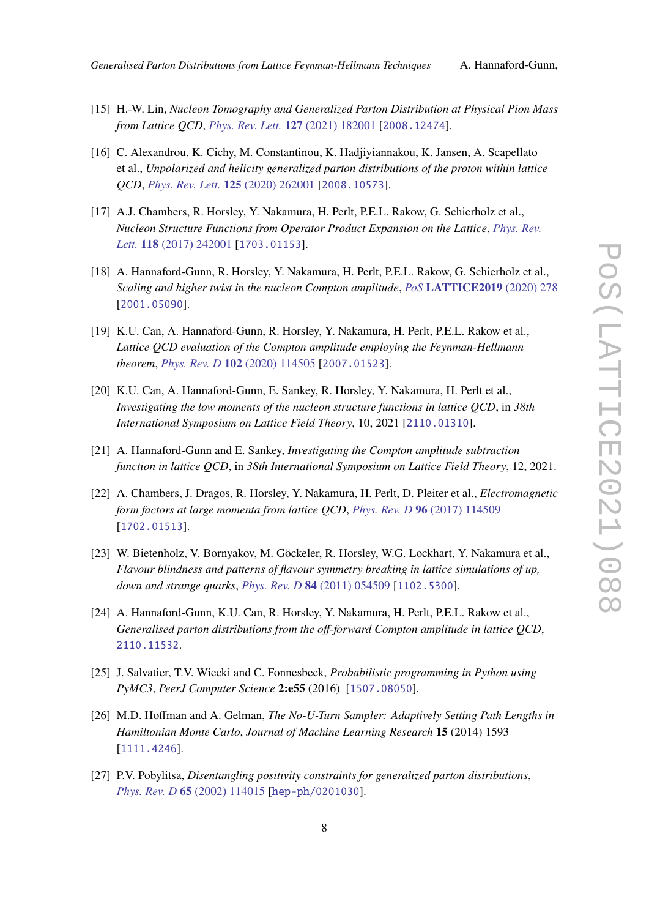[15] H.-W. Lin, *Nucleon Tomography and Generalized Parton Distribution at Physical Pion Mass from Lattice QCD*, Phys. Rev. Lett. **127** (2021) 182001 [2008.12474].

[16] C. Alexandrou, K. Cichy, M. Constantinou, K. Hadjiyiannakou, K. Jansen, A. Scapellato et al., *Unpolarized and helicity generalized parton distributions of the proton within lattice QCD*, Phys. Rev. Lett. **125** (2020) 262001 [2008.10573].

[17] A.J. Chambers, R. Horsley, Y. Nakamura, H. Perlt, P.E.L. Rakow, G. Schierholz et al., *Nucleon Structure Functions from Operator Product Expansion on the Lattice*, Phys. Rev. Lett. **118** (2017) 242001 [1703.01153].

[18] A. Hannaford-Gunn, R. Horsley, Y. Nakamura, H. Perlt, P.E.L. Rakow, G. Schierholz et al., *Scaling and higher twist in the nucleon Compton amplitude*, PoS **LATTICE2019** (2020) 278 [2001.05090].

[19] K.U. Can, A. Hannaford-Gunn, R. Horsley, Y. Nakamura, H. Perlt, P.E.L. Rakow et al., *Lattice QCD evaluation of the Compton amplitude employing the Feynman-Hellmann theorem*, Phys. Rev. D **102** (2020) 114505 [2007.01523].

[20] K.U. Can, A. Hannaford-Gunn, E. Sankey, R. Horsley, Y. Nakamura, H. Perlt et al., *Investigating the low moments of the nucleon structure functions in lattice QCD*, in *38th International Symposium on Lattice Field Theory*, 10, 2021 [2110.01310].

[21] A. Hannaford-Gunn and E. Sankey, *Investigating the Compton amplitude subtraction function in lattice QCD*, in *38th International Symposium on Lattice Field Theory*, 12, 2021.

[22] A. Chambers, J. Dragos, R. Horsley, Y. Nakamura, H. Perlt, D. Pleiter et al., *Electromagnetic form factors at large momenta from lattice QCD*, Phys. Rev. D **96** (2017) 114509 [1702.01513].

[23] W. Bietenholz, V. Bornyakov, M. Göckeler, R. Horsley, W.G. Lockhart, Y. Nakamura et al., *Flavour blindness and patterns of flavour symmetry breaking in lattice simulations of up, down and strange quarks*, Phys. Rev. D **84** (2011) 054509 [1102.5300].

[24] A. Hannaford-Gunn, K.U. Can, R. Horsley, Y. Nakamura, H. Perlt, P.E.L. Rakow et al., *Generalised parton distributions from the off-forward Compton amplitude in lattice QCD*, 2110.11532.

[25] J. Salvatier, T.V. Wiecki and C. Fonnesbeck, *Probabilistic programming in Python using PyMC3*, *PeerJ Computer Science* **2:e55** (2016) [1507.08050].

[26] M.D. Hoffman and A. Gelman, *The No-U-Turn Sampler: Adaptively Setting Path Lengths in Hamiltonian Monte Carlo*, *Journal of Machine Learning Research* **15** (2014) 1593 [1111.4246].

[27] P.V. Pobylitsa, *Disentangling positivity constraints for generalized parton distributions*, Phys. Rev. D **65** (2002) 114015 [hep-ph/0201030].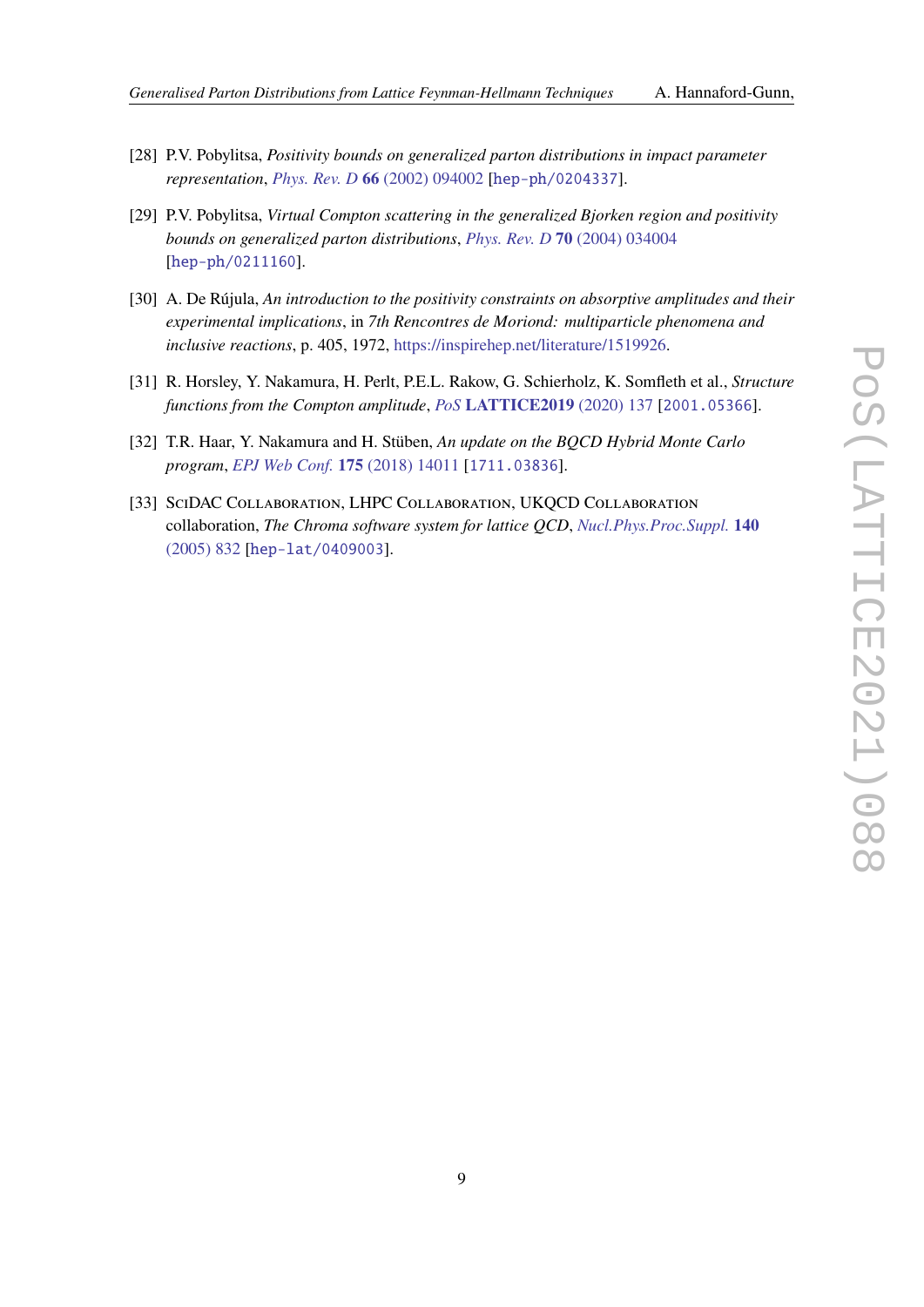[28] P.V. Pobylitsa, *Positivity bounds on generalized parton distributions in impact parameter representation*, *Phys. Rev. D* **66** (2002) 094002 [hep-ph/0204337].

[29] P.V. Pobylitsa, *Virtual Compton scattering in the generalized Bjorken region and positivity bounds on generalized parton distributions*, *Phys. Rev. D* **70** (2004) 034004 [hep-ph/0211160].

[30] A. De Rújula, *An introduction to the positivity constraints on absorptive amplitudes and their experimental implications*, in *7th Rencontres de Moriond: multiparticle phenomena and inclusive reactions*, p. 405, 1972, https://inspirehep.net/literature/1519926.

[31] R. Horsley, Y. Nakamura, H. Perlt, P.E.L. Rakow, G. Schierholz, K. Somfleth et al., *Structure functions from the Compton amplitude*, *PoS* **LATTICE2019** (2020) 137 [2001.05366].

[32] T.R. Haar, Y. Nakamura and H. Stüben, *An update on the BQCD Hybrid Monte Carlo program*, *EPJ Web Conf.* **175** (2018) 14011 [1711.03836].

[33] SciDAC Collaboration, LHPC Collaboration, UKQCD Collaboration collaboration, *The Chroma software system for lattice QCD*, *Nucl.Phys.Proc.Suppl.* **140** (2005) 832 [hep-lat/0409003].